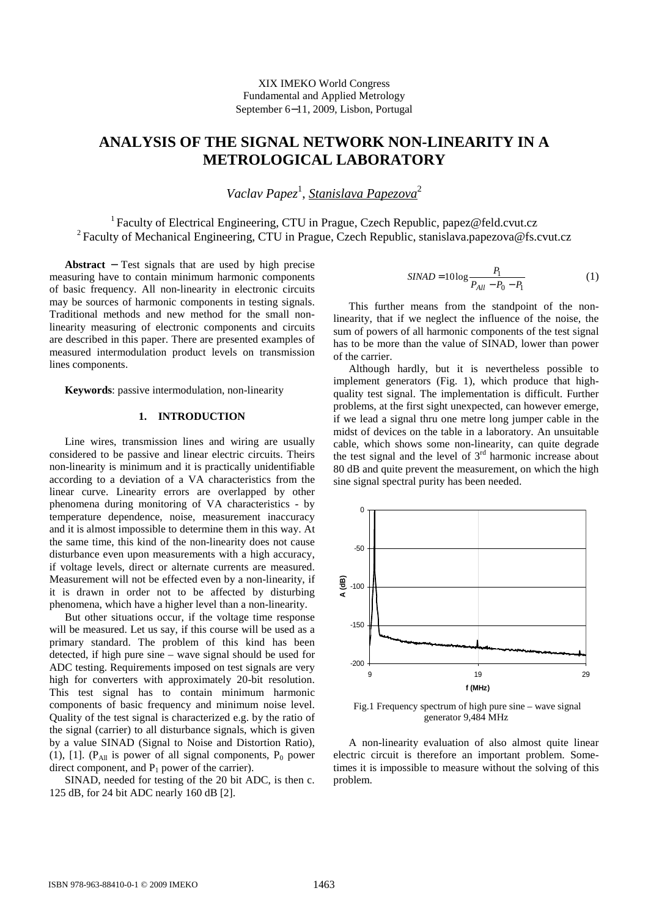XIX IMEKO World Congress
Fundamental and Applied Metrology
September 6−11, 2009, Lisbon, Portugal

# ANALYSIS OF THE SIGNAL NETWORK NON-LINEARITY IN A METROLOGICAL LABORATORY

*Vaclav Papez*[1], *Stanislava Papezova*[2]

[1] Faculty of Electrical Engineering, CTU in Prague, Czech Republic, papez@feld.cvut.cz
[2] Faculty of Mechanical Engineering, CTU in Prague, Czech Republic, stanislava.papezova@fs.cvut.cz

**Abstract** − Test signals that are used by high precise measuring have to contain minimum harmonic components of basic frequency. All non-linearity in electronic circuits may be sources of harmonic components in testing signals. Traditional methods and new method for the small non-linearity measuring of electronic components and circuits are described in this paper. There are presented examples of measured intermodulation product levels on transmission lines components.

**Keywords**: passive intermodulation, non-linearity

## 1. INTRODUCTION

Line wires, transmission lines and wiring are usually considered to be passive and linear electric circuits. Theirs non-linearity is minimum and it is practically unidentifiable according to a deviation of a VA characteristics from the linear curve. Linearity errors are overlapped by other phenomena during monitoring of VA characteristics - by temperature dependence, noise, measurement inaccuracy and it is almost impossible to determine them in this way. At the same time, this kind of the non-linearity does not cause disturbance even upon measurements with a high accuracy, if voltage levels, direct or alternate currents are measured. Measurement will not be effected even by a non-linearity, if it is drawn in order not to be affected by disturbing phenomena, which have a higher level than a non-linearity.

But other situations occur, if the voltage time response will be measured. Let us say, if this course will be used as a primary standard. The problem of this kind has been detected, if high pure sine – wave signal should be used for ADC testing. Requirements imposed on test signals are very high for converters with approximately 20-bit resolution. This test signal has to contain minimum harmonic components of basic frequency and minimum noise level. Quality of the test signal is characterized e.g. by the ratio of the signal (carrier) to all disturbance signals, which is given by a value SINAD (Signal to Noise and Distortion Ratio), (1), [1]. ($P_{All}$ is power of all signal components, $P_0$ power direct component, and $P_1$ power of the carrier).

SINAD, needed for testing of the 20 bit ADC, is then c. 125 dB, for 24 bit ADC nearly 160 dB [2].

$$SINAD = 10\log\frac{P_1}{P_{All} - P_0 - P_1} \tag{1}$$

This further means from the standpoint of the non-linearity, that if we neglect the influence of the noise, the sum of powers of all harmonic components of the test signal has to be more than the value of SINAD, lower than power of the carrier.

Although hardly, but it is nevertheless possible to implement generators (Fig. 1), which produce that high-quality test signal. The implementation is difficult. Further problems, at the first sight unexpected, can however emerge, if we lead a signal thru one metre long jumper cable in the midst of devices on the table in a laboratory. An unsuitable cable, which shows some non-linearity, can quite degrade the test signal and the level of 3[rd] harmonic increase about 80 dB and quite prevent the measurement, on which the high sine signal spectral purity has been needed.

Fig.1 Frequency spectrum of high pure sine – wave signal generator 9,484 MHz

A non-linearity evaluation of also almost quite linear electric circuit is therefore an important problem. Sometimes it is impossible to measure without the solving of this problem.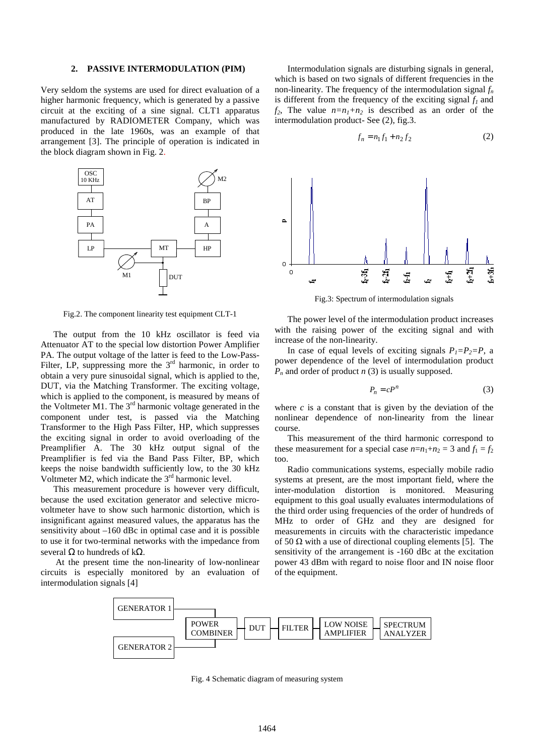## 2. PASSIVE INTERMODULATION (PIM)

Very seldom the systems are used for direct evaluation of a higher harmonic frequency, which is generated by a passive circuit at the exciting of a sine signal. CLT1 apparatus manufactured by RADIOMETER Company, which was produced in the late 1960s, was an example of that arrangement [3]. The principle of operation is indicated in the block diagram shown in Fig. 2.

Fig.2. The component linearity test equipment CLT-1

The output from the 10 kHz oscillator is feed via Attenuator AT to the special low distortion Power Amplifier PA. The output voltage of the latter is feed to the Low-Pass-Filter, LP, suppressing more the 3rd harmonic, in order to obtain a very pure sinusoidal signal, which is applied to the, DUT, via the Matching Transformer. The exciting voltage, which is applied to the component, is measured by means of the Voltmeter M1. The 3rd harmonic voltage generated in the component under test, is passed via the Matching Transformer to the High Pass Filter, HP, which suppresses the exciting signal in order to avoid overloading of the Preamplifier A. The 30 kHz output signal of the Preamplifier is fed via the Band Pass Filter, BP, which keeps the noise bandwidth sufficiently low, to the 30 kHz Voltmeter M2, which indicate the 3rd harmonic level.

This measurement procedure is however very difficult, because the used excitation generator and selective micro-voltmeter have to show such harmonic distortion, which is insignificant against measured values, the apparatus has the sensitivity about –160 dBc in optimal case and it is possible to use it for two-terminal networks with the impedance from several Ω to hundreds of kΩ.

At the present time the non-linearity of low-nonlinear circuits is especially monitored by an evaluation of intermodulation signals [4]

Intermodulation signals are disturbing signals in general, which is based on two signals of different frequencies in the non-linearity. The frequency of the intermodulation signal $f_n$ is different from the frequency of the exciting signal $f_1$ and $f_2$. The value $n=n_1+n_2$ is described as an order of the intermodulation product- See (2), fig.3.

$$f_n = n_1 f_1 + n_2 f_2 \tag{2}$$

Fig.3: Spectrum of intermodulation signals

The power level of the intermodulation product increases with the raising power of the exciting signal and with increase of the non-linearity.

In case of equal levels of exciting signals $P_1=P_2=P$, a power dependence of the level of intermodulation product $P_n$ and order of product $n$ (3) is usually supposed.

$$P_n = cP^n \tag{3}$$

where $c$ is a constant that is given by the deviation of the nonlinear dependence of non-linearity from the linear course.

This measurement of the third harmonic correspond to these measurement for a special case $n=n_1+n_2=3$ and $f_1 = f_2$ too.

Radio communications systems, especially mobile radio systems at present, are the most important field, where the inter-modulation distortion is monitored. Measuring equipment to this goal usually evaluates intermodulations of the third order using frequencies of the order of hundreds of MHz to order of GHz and they are designed for measurements in circuits with the characteristic impedance of 50 Ω with a use of directional coupling elements [5]. The sensitivity of the arrangement is -160 dBc at the excitation power 43 dBm with regard to noise floor and IN noise floor of the equipment.

Fig. 4 Schematic diagram of measuring system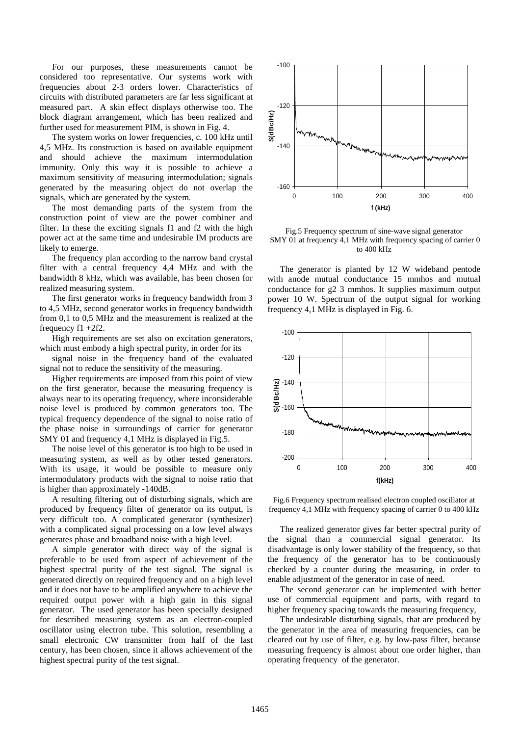For our purposes, these measurements cannot be considered too representative. Our systems work with frequencies about 2-3 orders lower. Characteristics of circuits with distributed parameters are far less significant at measured part. A skin effect displays otherwise too. The block diagram arrangement, which has been realized and further used for measurement PIM, is shown in Fig. 4.

The system works on lower frequencies, c. 100 kHz until 4,5 MHz. Its construction is based on available equipment and should achieve the maximum intermodulation immunity. Only this way it is possible to achieve a maximum sensitivity of measuring intermodulation; signals generated by the measuring object do not overlap the signals, which are generated by the system.

The most demanding parts of the system from the construction point of view are the power combiner and filter. In these the exciting signals f1 and f2 with the high power act at the same time and undesirable IM products are likely to emerge.

The frequency plan according to the narrow band crystal filter with a central frequency 4,4 MHz and with the bandwidth 8 kHz, which was available, has been chosen for realized measuring system.

The first generator works in frequency bandwidth from 3 to 4,5 MHz, second generator works in frequency bandwidth from 0,1 to 0,5 MHz and the measurement is realized at the frequency f1 +2f2.

High requirements are set also on excitation generators, which must embody a high spectral purity, in order for its

signal noise in the frequency band of the evaluated signal not to reduce the sensitivity of the measuring.

Higher requirements are imposed from this point of view on the first generator, because the measuring frequency is always near to its operating frequency, where inconsiderable noise level is produced by common generators too. The typical frequency dependence of the signal to noise ratio of the phase noise in surroundings of carrier for generator SMY 01 and frequency 4,1 MHz is displayed in Fig.5.

The noise level of this generator is too high to be used in measuring system, as well as by other tested generators. With its usage, it would be possible to measure only intermodulatory products with the signal to noise ratio that is higher than approximately -140dB.

A resulting filtering out of disturbing signals, which are produced by frequency filter of generator on its output, is very difficult too. A complicated generator (synthesizer) with a complicated signal processing on a low level always generates phase and broadband noise with a high level.

A simple generator with direct way of the signal is preferable to be used from aspect of achievement of the highest spectral purity of the test signal. The signal is generated directly on required frequency and on a high level and it does not have to be amplified anywhere to achieve the required output power with a high gain in this signal generator. The used generator has been specially designed for described measuring system as an electron-coupled oscillator using electron tube. This solution, resembling a small electronic CW transmitter from half of the last century, has been chosen, since it allows achievement of the highest spectral purity of the test signal.

Fig.5 Frequency spectrum of sine-wave signal generator SMY 01 at frequency 4,1 MHz with frequency spacing of carrier 0 to 400 kHz

The generator is planted by 12 W wideband pentode with anode mutual conductance 15 mmhos and mutual conductance for g2 3 mmhos. It supplies maximum output power 10 W. Spectrum of the output signal for working frequency 4,1 MHz is displayed in Fig. 6.

Fig.6 Frequency spectrum realised electron coupled oscillator at frequency 4,1 MHz with frequency spacing of carrier 0 to 400 kHz

The realized generator gives far better spectral purity of the signal than a commercial signal generator. Its disadvantage is only lower stability of the frequency, so that the frequency of the generator has to be continuously checked by a counter during the measuring, in order to enable adjustment of the generator in case of need.

The second generator can be implemented with better use of commercial equipment and parts, with regard to higher frequency spacing towards the measuring frequency,

The undesirable disturbing signals, that are produced by the generator in the area of measuring frequencies, can be cleared out by use of filter, e.g. by low-pass filter, because measuring frequency is almost about one order higher, than operating frequency of the generator.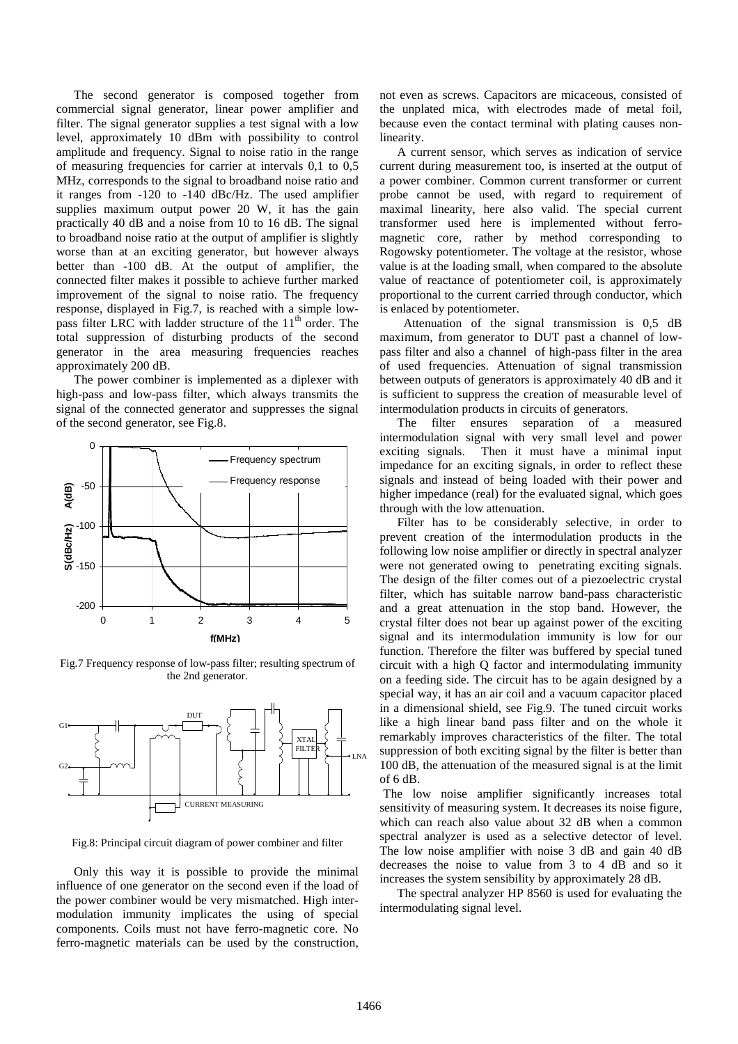The second generator is composed together from commercial signal generator, linear power amplifier and filter. The signal generator supplies a test signal with a low level, approximately 10 dBm with possibility to control amplitude and frequency. Signal to noise ratio in the range of measuring frequencies for carrier at intervals 0,1 to 0,5 MHz, corresponds to the signal to broadband noise ratio and it ranges from -120 to -140 dBc/Hz. The used amplifier supplies maximum output power 20 W, it has the gain practically 40 dB and a noise from 10 to 16 dB. The signal to broadband noise ratio at the output of amplifier is slightly worse than at an exciting generator, but however always better than -100 dB. At the output of amplifier, the connected filter makes it possible to achieve further marked improvement of the signal to noise ratio. The frequency response, displayed in Fig.7, is reached with a simple low-pass filter LRC with ladder structure of the 11[th] order. The total suppression of disturbing products of the second generator in the area measuring frequencies reaches approximately 200 dB.

The power combiner is implemented as a diplexer with high-pass and low-pass filter, which always transmits the signal of the connected generator and suppresses the signal of the second generator, see Fig.8.

Fig.7 Frequency response of low-pass filter; resulting spectrum of the 2nd generator.

Fig.8: Principal circuit diagram of power combiner and filter

Only this way it is possible to provide the minimal influence of one generator on the second even if the load of the power combiner would be very mismatched. High intermodulation immunity implicates the using of special components. Coils must not have ferro-magnetic core. No ferro-magnetic materials can be used by the construction, not even as screws. Capacitors are micaceous, consisted of the unplated mica, with electrodes made of metal foil, because even the contact terminal with plating causes non-linearity.

A current sensor, which serves as indication of service current during measurement too, is inserted at the output of a power combiner. Common current transformer or current probe cannot be used, with regard to requirement of maximal linearity, here also valid. The special current transformer used here is implemented without ferro-magnetic core, rather by method corresponding to Rogowsky potentiometer. The voltage at the resistor, whose value is at the loading small, when compared to the absolute value of reactance of potentiometer coil, is approximately proportional to the current carried through conductor, which is enlaced by potentiometer.

Attenuation of the signal transmission is 0,5 dB maximum, from generator to DUT past a channel of low-pass filter and also a channel of high-pass filter in the area of used frequencies. Attenuation of signal transmission between outputs of generators is approximately 40 dB and it is sufficient to suppress the creation of measurable level of intermodulation products in circuits of generators.

The filter ensures separation of a measured intermodulation signal with very small level and power exciting signals. Then it must have a minimal input impedance for an exciting signals, in order to reflect these signals and instead of being loaded with their power and higher impedance (real) for the evaluated signal, which goes through with the low attenuation.

Filter has to be considerably selective, in order to prevent creation of the intermodulation products in the following low noise amplifier or directly in spectral analyzer were not generated owing to penetrating exciting signals. The design of the filter comes out of a piezoelectric crystal filter, which has suitable narrow band-pass characteristic and a great attenuation in the stop band. However, the crystal filter does not bear up against power of the exciting signal and its intermodulation immunity is low for our function. Therefore the filter was buffered by special tuned circuit with a high Q factor and intermodulating immunity on a feeding side. The circuit has to be again designed by a special way, it has an air coil and a vacuum capacitor placed in a dimensional shield, see Fig.9. The tuned circuit works like a high linear band pass filter and on the whole it remarkably improves characteristics of the filter. The total suppression of both exciting signal by the filter is better than 100 dB, the attenuation of the measured signal is at the limit of 6 dB.

The low noise amplifier significantly increases total sensitivity of measuring system. It decreases its noise figure, which can reach also value about 32 dB when a common spectral analyzer is used as a selective detector of level. The low noise amplifier with noise 3 dB and gain 40 dB decreases the noise to value from 3 to 4 dB and so it increases the system sensibility by approximately 28 dB.

The spectral analyzer HP 8560 is used for evaluating the intermodulating signal level.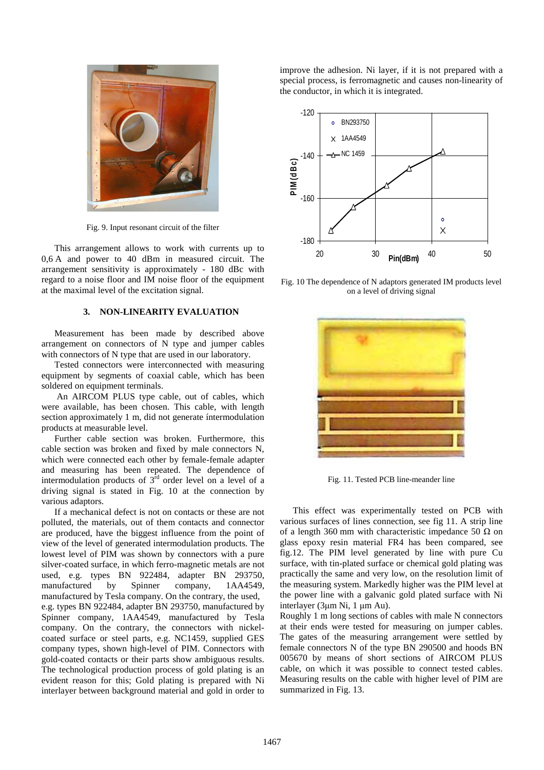Fig. 9. Input resonant circuit of the filter

This arrangement allows to work with currents up to 0,6 A and power to 40 dBm in measured circuit. The arrangement sensitivity is approximately - 180 dBc with regard to a noise floor and IM noise floor of the equipment at the maximal level of the excitation signal.

### 3. NON-LINEARITY EVALUATION

Measurement has been made by described above arrangement on connectors of N type and jumper cables with connectors of N type that are used in our laboratory.

Tested connectors were interconnected with measuring equipment by segments of coaxial cable, which has been soldered on equipment terminals.

An AIRCOM PLUS type cable, out of cables, which were available, has been chosen. This cable, with length section approximately 1 m, did not generate íntermodulation products at measurable level.

Further cable section was broken. Furthermore, this cable section was broken and fixed by male connectors N, which were connected each other by female-female adapter and measuring has been repeated. The dependence of intermodulation products of 3rd order level on a level of a driving signal is stated in Fig. 10 at the connection by various adaptors.

If a mechanical defect is not on contacts or these are not polluted, the materials, out of them contacts and connector are produced, have the biggest influence from the point of view of the level of generated intermodulation products. The lowest level of PIM was shown by connectors with a pure silver-coated surface, in which ferro-magnetic metals are not used, e.g. types BN 922484, adapter BN 293750, manufactured by Spinner company, 1AA4549, manufactured by Tesla company. On the contrary, the used, e.g. types BN 922484, adapter BN 293750, manufactured by Spinner company, 1AA4549, manufactured by Tesla company. On the contrary, the connectors with nickel-coated surface or steel parts, e.g. NC1459, supplied GES company types, shown high-level of PIM. Connectors with gold-coated contacts or their parts show ambiguous results. The technological production process of gold plating is an evident reason for this; Gold plating is prepared with Ni interlayer between background material and gold in order to improve the adhesion. Ni layer, if it is not prepared with a special process, is ferromagnetic and causes non-linearity of the conductor, in which it is integrated.

Fig. 10 The dependence of N adaptors generated IM products level on a level of driving signal

Fig. 11. Tested PCB line-meander line

This effect was experimentally tested on PCB with various surfaces of lines connection, see fig 11. A strip line of a length 360 mm with characteristic impedance 50 Ω on glass epoxy resin material FR4 has been compared, see fig.12. The PIM level generated by line with pure Cu surface, with tin-plated surface or chemical gold plating was practically the same and very low, on the resolution limit of the measuring system. Markedly higher was the PIM level at the power line with a galvanic gold plated surface with Ni interlayer (3μm Ni, 1 μm Au).

Roughly 1 m long sections of cables with male N connectors at their ends were tested for measuring on jumper cables. The gates of the measuring arrangement were settled by female connectors N of the type BN 290500 and hoods BN 005670 by means of short sections of AIRCOM PLUS cable, on which it was possible to connect tested cables. Measuring results on the cable with higher level of PIM are summarized in Fig. 13.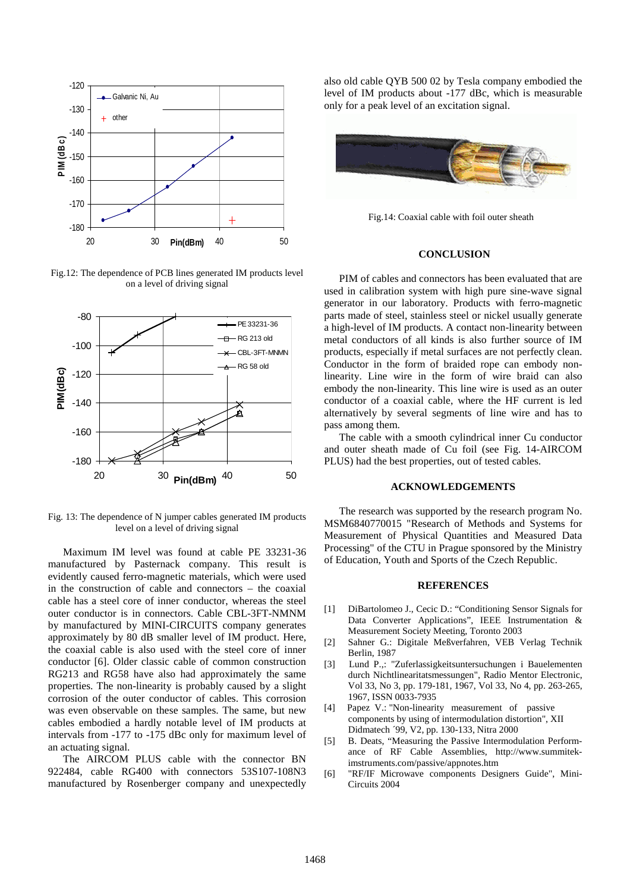-120
-130
-140
-150
-160
-170
-180
PIM (dBc)
20 30 Pin(dBm) 40 50
Galvanic Ni, Au
other

Fig.12: The dependence of PCB lines generated IM products level on a level of driving signal

-80
-100
-120
-140
-160
-180
PIM(dBc)
20 30 Pin(dBm) 40 50
PE 33231-36
RG 213 old
CBL-3FT-MNMN
RG 58 old

Fig. 13: The dependence of N jumper cables generated IM products level on a level of driving signal

Maximum IM level was found at cable PE 33231-36 manufactured by Pasternack company. This result is evidently caused ferro-magnetic materials, which were used in the construction of cable and connectors – the coaxial cable has a steel core of inner conductor, whereas the steel outer conductor is in connectors. Cable CBL-3FT-NMNM by manufactured by MINI-CIRCUITS company generates approximately by 80 dB smaller level of IM product. Here, the coaxial cable is also used with the steel core of inner conductor [6]. Older classic cable of common construction RG213 and RG58 have also had approximately the same properties. The non-linearity is probably caused by a slight corrosion of the outer conductor of cables. This corrosion was even observable on these samples. The same, but new cables embodied a hardly notable level of IM products at intervals from -177 to -175 dBc only for maximum level of an actuating signal.

The AIRCOM PLUS cable with the connector BN 922484, cable RG400 with connectors 53S107-108N3 manufactured by Rosenberger company and unexpectedly also old cable QYB 500 02 by Tesla company embodied the level of IM products about -177 dBc, which is measurable only for a peak level of an excitation signal.

Fig.14: Coaxial cable with foil outer sheath

## CONCLUSION

PIM of cables and connectors has been evaluated that are used in calibration system with high pure sine-wave signal generator in our laboratory. Products with ferro-magnetic parts made of steel, stainless steel or nickel usually generate a high-level of IM products. A contact non-linearity between metal conductors of all kinds is also further source of IM products, especially if metal surfaces are not perfectly clean. Conductor in the form of braided rope can embody non-linearity. Line wire in the form of wire braid can also embody the non-linearity. This line wire is used as an outer conductor of a coaxial cable, where the HF current is led alternatively by several segments of line wire and has to pass among them.

The cable with a smooth cylindrical inner Cu conductor and outer sheath made of Cu foil (see Fig. 14-AIRCOM PLUS) had the best properties, out of tested cables.

## ACKNOWLEDGEMENTS

The research was supported by the research program No. MSM6840770015 "Research of Methods and Systems for Measurement of Physical Quantities and Measured Data Processing" of the CTU in Prague sponsored by the Ministry of Education, Youth and Sports of the Czech Republic.

## REFERENCES

[1] DiBartolomeo J., Cecic D.: "Conditioning Sensor Signals for Data Converter Applications", IEEE Instrumentation & Measurement Society Meeting, Toronto 2003

[2] Sahner G.: Digitale Meßverfahren, VEB Verlag Technik Berlin, 1987

[3] Lund P.,: "Zuferlassigkeitsuntersuchungen i Bauelementen durch Nichtlinearitatsmessungen", Radio Mentor Electronic, Vol 33, No 3, pp. 179-181, 1967, Vol 33, No 4, pp. 263-265, 1967, ISSN 0033-7935

[4] Papez V.: "Non-linearity measurement of passive components by using of intermodulation distortion", XII Didmatech ´99, V2, pp. 130-133, Nitra 2000

[5] B. Deats, "Measuring the Passive Intermodulation Performance of RF Cable Assemblies, http://www.summitek-imstruments.com/passive/appnotes.htm

[6] "RF/IF Microwave components Designers Guide", Mini-Circuits 2004